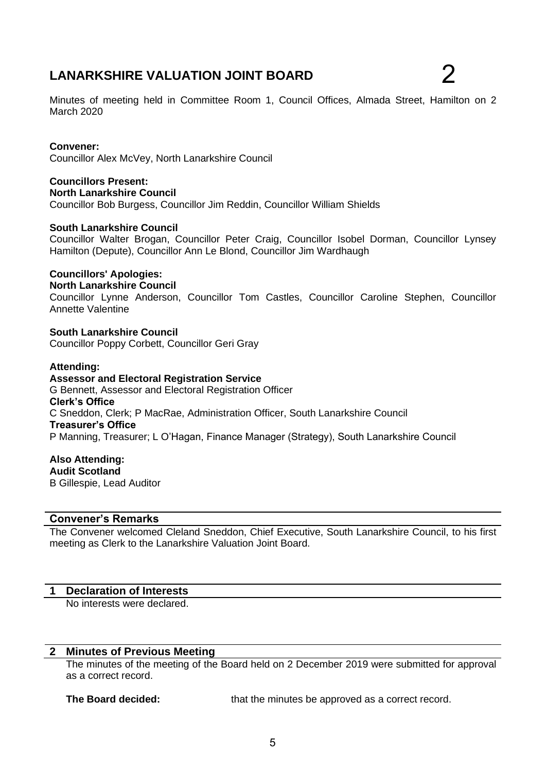# LANARKSHIRE VALUATION JOINT BOARD

2

Minutes of meeting held in Committee Room 1, Council Offices, Almada Street, Hamilton on 2 March 2020

**Convener:**
Councillor Alex McVey, North Lanarkshire Council

**Councillors Present:**
**North Lanarkshire Council**
Councillor Bob Burgess, Councillor Jim Reddin, Councillor William Shields

**South Lanarkshire Council**
Councillor Walter Brogan, Councillor Peter Craig, Councillor Isobel Dorman, Councillor Lynsey Hamilton (Depute), Councillor Ann Le Blond, Councillor Jim Wardhaugh

**Councillors' Apologies:**
**North Lanarkshire Council**
Councillor Lynne Anderson, Councillor Tom Castles, Councillor Caroline Stephen, Councillor Annette Valentine

**South Lanarkshire Council**
Councillor Poppy Corbett, Councillor Geri Gray

**Attending:**
**Assessor and Electoral Registration Service**
G Bennett, Assessor and Electoral Registration Officer
**Clerk's Office**
C Sneddon, Clerk; P MacRae, Administration Officer, South Lanarkshire Council
**Treasurer's Office**
P Manning, Treasurer; L O'Hagan, Finance Manager (Strategy), South Lanarkshire Council

**Also Attending:**
**Audit Scotland**
B Gillespie, Lead Auditor

## Convener's Remarks

The Convener welcomed Cleland Sneddon, Chief Executive, South Lanarkshire Council, to his first meeting as Clerk to the Lanarkshire Valuation Joint Board.

## 1 Declaration of Interests

No interests were declared.

## 2 Minutes of Previous Meeting

The minutes of the meeting of the Board held on 2 December 2019 were submitted for approval as a correct record.

**The Board decided:** that the minutes be approved as a correct record.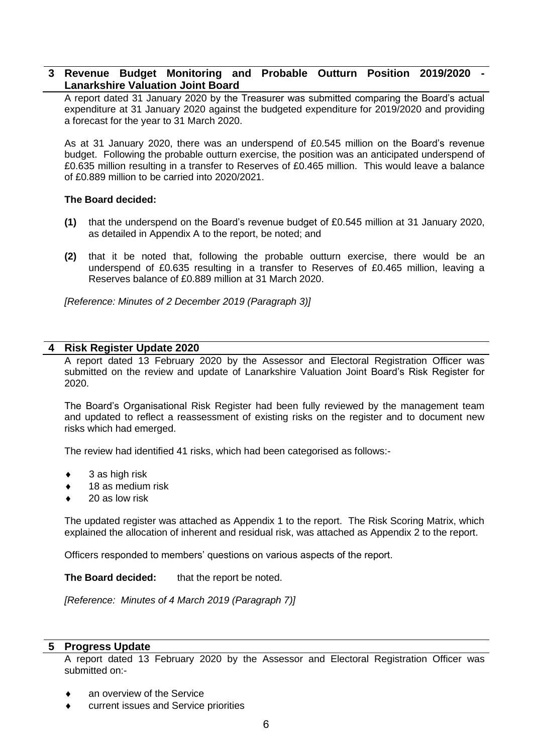## 3 Revenue Budget Monitoring and Probable Outturn Position 2019/2020 - Lanarkshire Valuation Joint Board

A report dated 31 January 2020 by the Treasurer was submitted comparing the Board's actual expenditure at 31 January 2020 against the budgeted expenditure for 2019/2020 and providing a forecast for the year to 31 March 2020.

As at 31 January 2020, there was an underspend of £0.545 million on the Board's revenue budget. Following the probable outturn exercise, the position was an anticipated underspend of £0.635 million resulting in a transfer to Reserves of £0.465 million. This would leave a balance of £0.889 million to be carried into 2020/2021.

**The Board decided:**

- **(1)** that the underspend on the Board's revenue budget of £0.545 million at 31 January 2020, as detailed in Appendix A to the report, be noted; and
- **(2)** that it be noted that, following the probable outturn exercise, there would be an underspend of £0.635 resulting in a transfer to Reserves of £0.465 million, leaving a Reserves balance of £0.889 million at 31 March 2020.

*[Reference: Minutes of 2 December 2019 (Paragraph 3)]*

## 4 Risk Register Update 2020

A report dated 13 February 2020 by the Assessor and Electoral Registration Officer was submitted on the review and update of Lanarkshire Valuation Joint Board's Risk Register for 2020.

The Board's Organisational Risk Register had been fully reviewed by the management team and updated to reflect a reassessment of existing risks on the register and to document new risks which had emerged.

The review had identified 41 risks, which had been categorised as follows:-

- 3 as high risk
- 18 as medium risk
- 20 as low risk

The updated register was attached as Appendix 1 to the report. The Risk Scoring Matrix, which explained the allocation of inherent and residual risk, was attached as Appendix 2 to the report.

Officers responded to members' questions on various aspects of the report.

**The Board decided:** that the report be noted.

*[Reference: Minutes of 4 March 2019 (Paragraph 7)]*

## 5 Progress Update

A report dated 13 February 2020 by the Assessor and Electoral Registration Officer was submitted on:-

- an overview of the Service
- current issues and Service priorities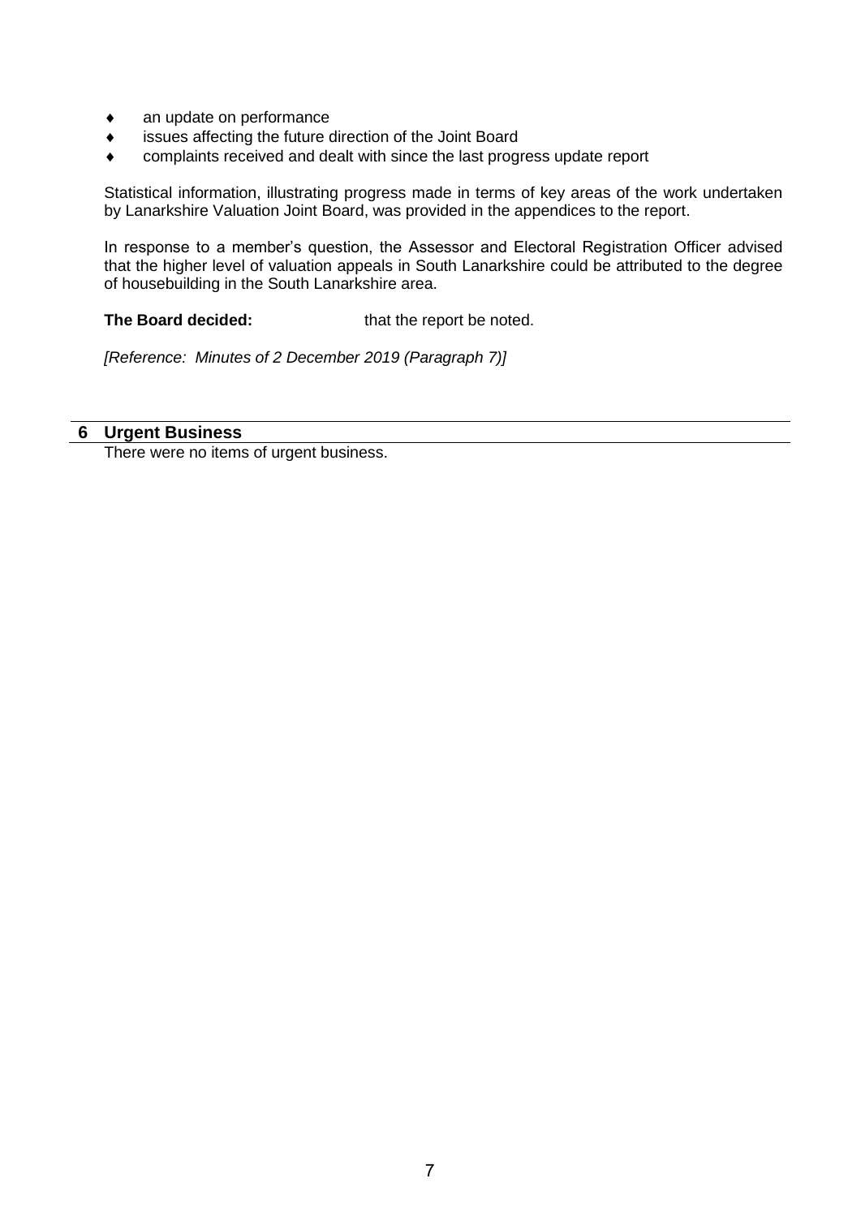- an update on performance
- issues affecting the future direction of the Joint Board
- complaints received and dealt with since the last progress update report

Statistical information, illustrating progress made in terms of key areas of the work undertaken by Lanarkshire Valuation Joint Board, was provided in the appendices to the report.

In response to a member's question, the Assessor and Electoral Registration Officer advised that the higher level of valuation appeals in South Lanarkshire could be attributed to the degree of housebuilding in the South Lanarkshire area.

**The Board decided:** that the report be noted.

*[Reference: Minutes of 2 December 2019 (Paragraph 7)]*

## 6 Urgent Business

There were no items of urgent business.